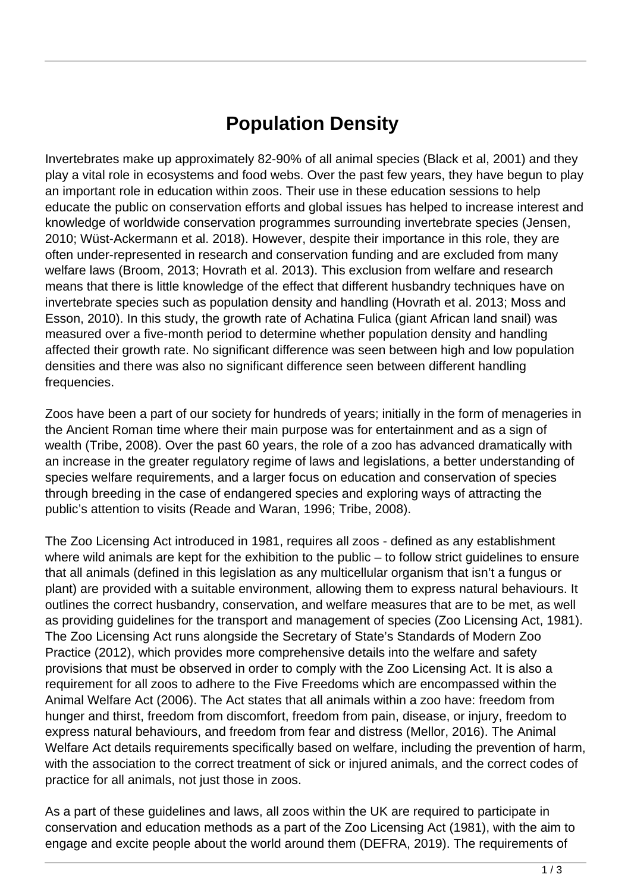# Population Density

Invertebrates make up approximately 82-90% of all animal species (Black et al, 2001) and they play a vital role in ecosystems and food webs. Over the past few years, they have begun to play an important role in education within zoos. Their use in these education sessions to help educate the public on conservation efforts and global issues has helped to increase interest and knowledge of worldwide conservation programmes surrounding invertebrate species (Jensen, 2010; Wüst-Ackermann et al. 2018). However, despite their importance in this role, they are often under-represented in research and conservation funding and are excluded from many welfare laws (Broom, 2013; Hovrath et al. 2013). This exclusion from welfare and research means that there is little knowledge of the effect that different husbandry techniques have on invertebrate species such as population density and handling (Hovrath et al. 2013; Moss and Esson, 2010). In this study, the growth rate of Achatina Fulica (giant African land snail) was measured over a five-month period to determine whether population density and handling affected their growth rate. No significant difference was seen between high and low population densities and there was also no significant difference seen between different handling frequencies.

Zoos have been a part of our society for hundreds of years; initially in the form of menageries in the Ancient Roman time where their main purpose was for entertainment and as a sign of wealth (Tribe, 2008). Over the past 60 years, the role of a zoo has advanced dramatically with an increase in the greater regulatory regime of laws and legislations, a better understanding of species welfare requirements, and a larger focus on education and conservation of species through breeding in the case of endangered species and exploring ways of attracting the public's attention to visits (Reade and Waran, 1996; Tribe, 2008).

The Zoo Licensing Act introduced in 1981, requires all zoos - defined as any establishment where wild animals are kept for the exhibition to the public – to follow strict guidelines to ensure that all animals (defined in this legislation as any multicellular organism that isn't a fungus or plant) are provided with a suitable environment, allowing them to express natural behaviours. It outlines the correct husbandry, conservation, and welfare measures that are to be met, as well as providing guidelines for the transport and management of species (Zoo Licensing Act, 1981). The Zoo Licensing Act runs alongside the Secretary of State's Standards of Modern Zoo Practice (2012), which provides more comprehensive details into the welfare and safety provisions that must be observed in order to comply with the Zoo Licensing Act. It is also a requirement for all zoos to adhere to the Five Freedoms which are encompassed within the Animal Welfare Act (2006). The Act states that all animals within a zoo have: freedom from hunger and thirst, freedom from discomfort, freedom from pain, disease, or injury, freedom to express natural behaviours, and freedom from fear and distress (Mellor, 2016). The Animal Welfare Act details requirements specifically based on welfare, including the prevention of harm, with the association to the correct treatment of sick or injured animals, and the correct codes of practice for all animals, not just those in zoos.

As a part of these guidelines and laws, all zoos within the UK are required to participate in conservation and education methods as a part of the Zoo Licensing Act (1981), with the aim to engage and excite people about the world around them (DEFRA, 2019). The requirements of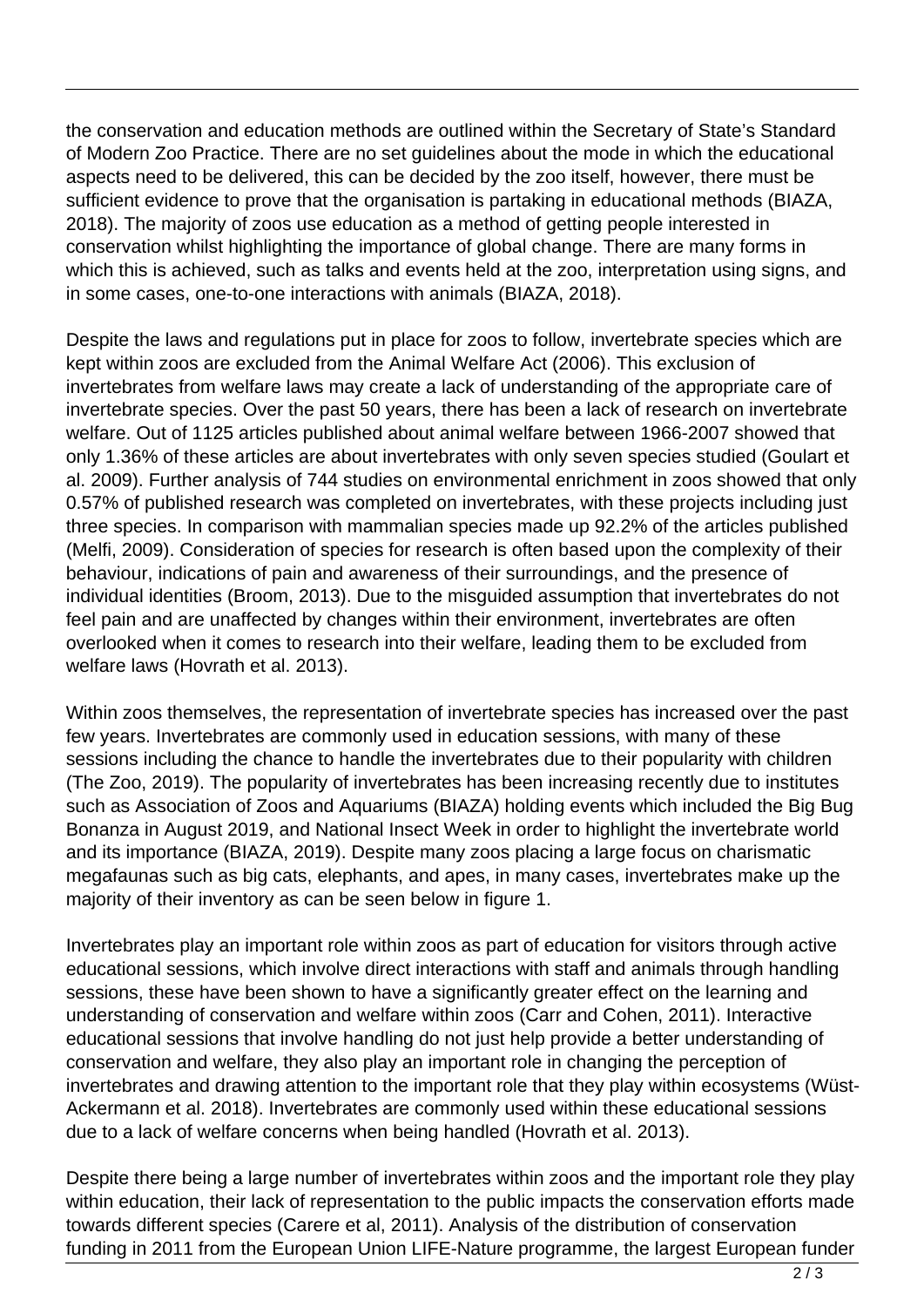the conservation and education methods are outlined within the Secretary of State's Standard of Modern Zoo Practice. There are no set guidelines about the mode in which the educational aspects need to be delivered, this can be decided by the zoo itself, however, there must be sufficient evidence to prove that the organisation is partaking in educational methods (BIAZA, 2018). The majority of zoos use education as a method of getting people interested in conservation whilst highlighting the importance of global change. There are many forms in which this is achieved, such as talks and events held at the zoo, interpretation using signs, and in some cases, one-to-one interactions with animals (BIAZA, 2018).

Despite the laws and regulations put in place for zoos to follow, invertebrate species which are kept within zoos are excluded from the Animal Welfare Act (2006). This exclusion of invertebrates from welfare laws may create a lack of understanding of the appropriate care of invertebrate species. Over the past 50 years, there has been a lack of research on invertebrate welfare. Out of 1125 articles published about animal welfare between 1966-2007 showed that only 1.36% of these articles are about invertebrates with only seven species studied (Goulart et al. 2009). Further analysis of 744 studies on environmental enrichment in zoos showed that only 0.57% of published research was completed on invertebrates, with these projects including just three species. In comparison with mammalian species made up 92.2% of the articles published (Melfi, 2009). Consideration of species for research is often based upon the complexity of their behaviour, indications of pain and awareness of their surroundings, and the presence of individual identities (Broom, 2013). Due to the misguided assumption that invertebrates do not feel pain and are unaffected by changes within their environment, invertebrates are often overlooked when it comes to research into their welfare, leading them to be excluded from welfare laws (Hovrath et al. 2013).

Within zoos themselves, the representation of invertebrate species has increased over the past few years. Invertebrates are commonly used in education sessions, with many of these sessions including the chance to handle the invertebrates due to their popularity with children (The Zoo, 2019). The popularity of invertebrates has been increasing recently due to institutes such as Association of Zoos and Aquariums (BIAZA) holding events which included the Big Bug Bonanza in August 2019, and National Insect Week in order to highlight the invertebrate world and its importance (BIAZA, 2019). Despite many zoos placing a large focus on charismatic megafaunas such as big cats, elephants, and apes, in many cases, invertebrates make up the majority of their inventory as can be seen below in figure 1.

Invertebrates play an important role within zoos as part of education for visitors through active educational sessions, which involve direct interactions with staff and animals through handling sessions, these have been shown to have a significantly greater effect on the learning and understanding of conservation and welfare within zoos (Carr and Cohen, 2011). Interactive educational sessions that involve handling do not just help provide a better understanding of conservation and welfare, they also play an important role in changing the perception of invertebrates and drawing attention to the important role that they play within ecosystems (Wüst-Ackermann et al. 2018). Invertebrates are commonly used within these educational sessions due to a lack of welfare concerns when being handled (Hovrath et al. 2013).

Despite there being a large number of invertebrates within zoos and the important role they play within education, their lack of representation to the public impacts the conservation efforts made towards different species (Carere et al, 2011). Analysis of the distribution of conservation funding in 2011 from the European Union LIFE-Nature programme, the largest European funder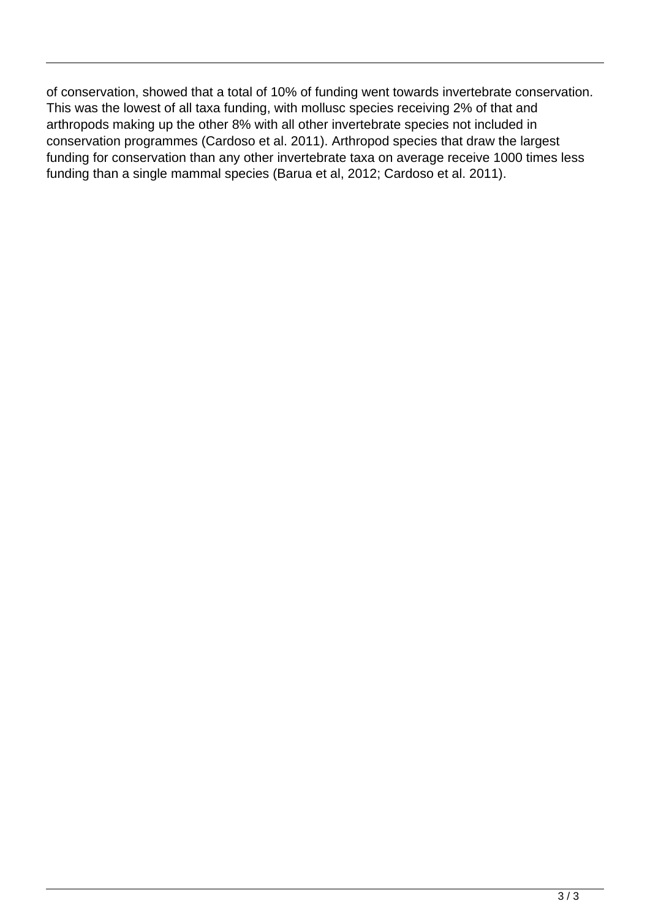of conservation, showed that a total of 10% of funding went towards invertebrate conservation. This was the lowest of all taxa funding, with mollusc species receiving 2% of that and arthropods making up the other 8% with all other invertebrate species not included in conservation programmes (Cardoso et al. 2011). Arthropod species that draw the largest funding for conservation than any other invertebrate taxa on average receive 1000 times less funding than a single mammal species (Barua et al, 2012; Cardoso et al. 2011).